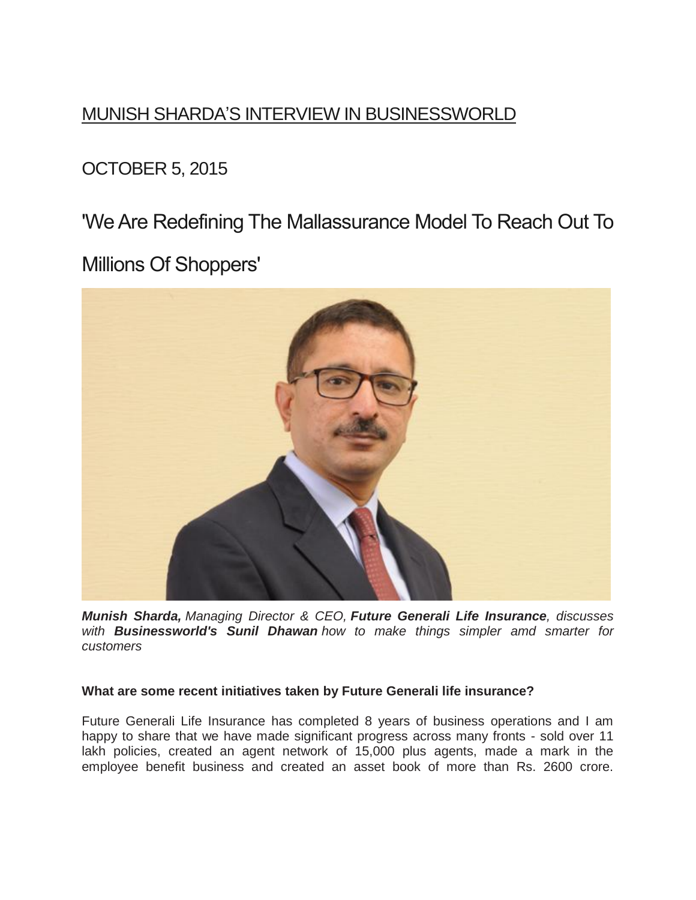# MUNISH SHARDA'S INTERVIEW IN BUSINESSWORLD

OCTOBER 5, 2015

## 'We Are Redefining The Mallassurance Model To Reach Out To Millions Of Shoppers'

***Munish Sharda,*** *Managing Director & CEO,* ***Future Generali Life Insurance****, discusses with* ***Businessworld's Sunil Dhawan*** *how to make things simpler amd smarter for customers*

**What are some recent initiatives taken by Future Generali life insurance?**

Future Generali Life Insurance has completed 8 years of business operations and I am happy to share that we have made significant progress across many fronts - sold over 11 lakh policies, created an agent network of 15,000 plus agents, made a mark in the employee benefit business and created an asset book of more than Rs. 2600 crore.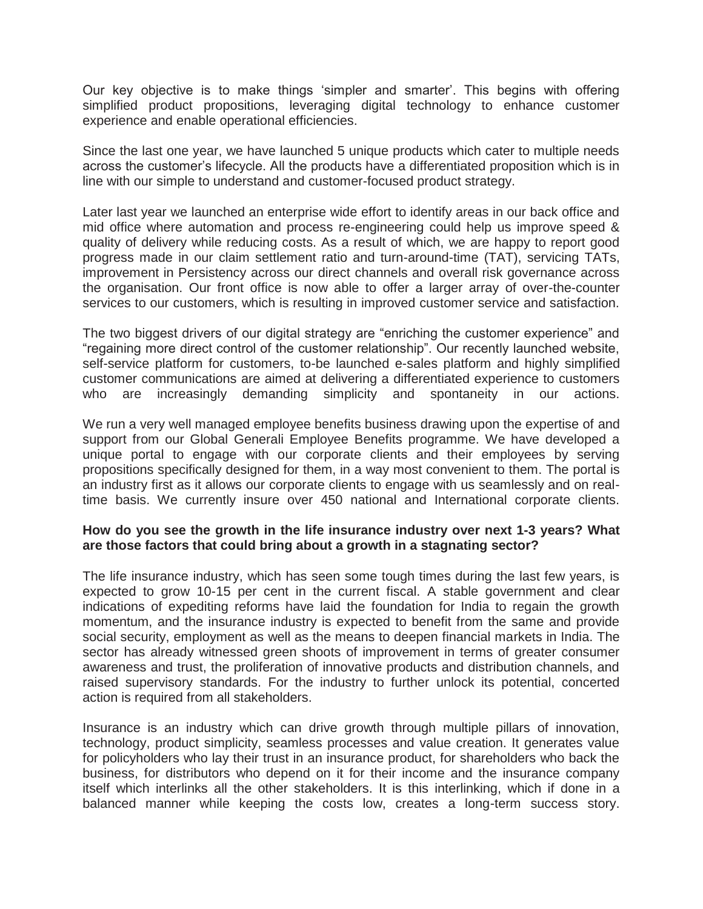Our key objective is to make things 'simpler and smarter'. This begins with offering simplified product propositions, leveraging digital technology to enhance customer experience and enable operational efficiencies.

Since the last one year, we have launched 5 unique products which cater to multiple needs across the customer's lifecycle. All the products have a differentiated proposition which is in line with our simple to understand and customer-focused product strategy.

Later last year we launched an enterprise wide effort to identify areas in our back office and mid office where automation and process re-engineering could help us improve speed & quality of delivery while reducing costs. As a result of which, we are happy to report good progress made in our claim settlement ratio and turn-around-time (TAT), servicing TATs, improvement in Persistency across our direct channels and overall risk governance across the organisation. Our front office is now able to offer a larger array of over-the-counter services to our customers, which is resulting in improved customer service and satisfaction.

The two biggest drivers of our digital strategy are "enriching the customer experience" and "regaining more direct control of the customer relationship". Our recently launched website, self-service platform for customers, to-be launched e-sales platform and highly simplified customer communications are aimed at delivering a differentiated experience to customers who are increasingly demanding simplicity and spontaneity in our actions.

We run a very well managed employee benefits business drawing upon the expertise of and support from our Global Generali Employee Benefits programme. We have developed a unique portal to engage with our corporate clients and their employees by serving propositions specifically designed for them, in a way most convenient to them. The portal is an industry first as it allows our corporate clients to engage with us seamlessly and on real-time basis. We currently insure over 450 national and International corporate clients.

**How do you see the growth in the life insurance industry over next 1-3 years? What are those factors that could bring about a growth in a stagnating sector?**

The life insurance industry, which has seen some tough times during the last few years, is expected to grow 10-15 per cent in the current fiscal. A stable government and clear indications of expediting reforms have laid the foundation for India to regain the growth momentum, and the insurance industry is expected to benefit from the same and provide social security, employment as well as the means to deepen financial markets in India. The sector has already witnessed green shoots of improvement in terms of greater consumer awareness and trust, the proliferation of innovative products and distribution channels, and raised supervisory standards. For the industry to further unlock its potential, concerted action is required from all stakeholders.

Insurance is an industry which can drive growth through multiple pillars of innovation, technology, product simplicity, seamless processes and value creation. It generates value for policyholders who lay their trust in an insurance product, for shareholders who back the business, for distributors who depend on it for their income and the insurance company itself which interlinks all the other stakeholders. It is this interlinking, which if done in a balanced manner while keeping the costs low, creates a long-term success story.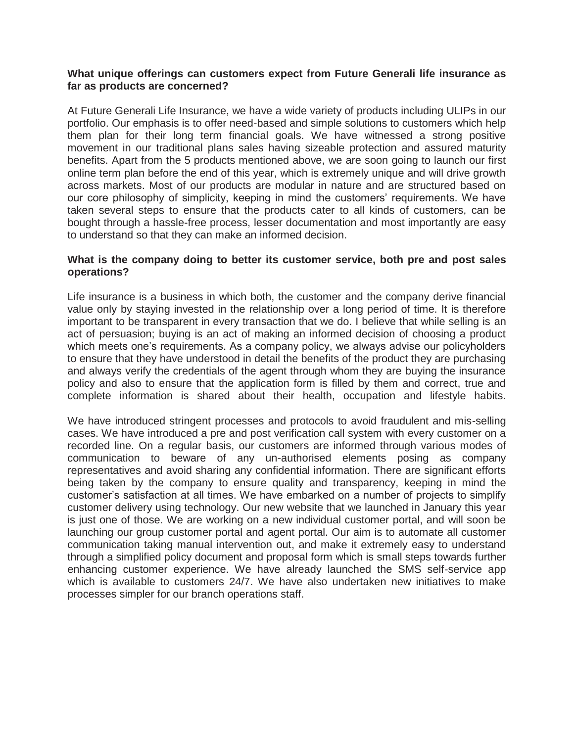**What unique offerings can customers expect from Future Generali life insurance as far as products are concerned?**

At Future Generali Life Insurance, we have a wide variety of products including ULIPs in our portfolio. Our emphasis is to offer need-based and simple solutions to customers which help them plan for their long term financial goals. We have witnessed a strong positive movement in our traditional plans sales having sizeable protection and assured maturity benefits. Apart from the 5 products mentioned above, we are soon going to launch our first online term plan before the end of this year, which is extremely unique and will drive growth across markets. Most of our products are modular in nature and are structured based on our core philosophy of simplicity, keeping in mind the customers' requirements. We have taken several steps to ensure that the products cater to all kinds of customers, can be bought through a hassle-free process, lesser documentation and most importantly are easy to understand so that they can make an informed decision.

**What is the company doing to better its customer service, both pre and post sales operations?**

Life insurance is a business in which both, the customer and the company derive financial value only by staying invested in the relationship over a long period of time. It is therefore important to be transparent in every transaction that we do. I believe that while selling is an act of persuasion; buying is an act of making an informed decision of choosing a product which meets one's requirements. As a company policy, we always advise our policyholders to ensure that they have understood in detail the benefits of the product they are purchasing and always verify the credentials of the agent through whom they are buying the insurance policy and also to ensure that the application form is filled by them and correct, true and complete information is shared about their health, occupation and lifestyle habits.

We have introduced stringent processes and protocols to avoid fraudulent and mis-selling cases. We have introduced a pre and post verification call system with every customer on a recorded line. On a regular basis, our customers are informed through various modes of communication to beware of any un-authorised elements posing as company representatives and avoid sharing any confidential information. There are significant efforts being taken by the company to ensure quality and transparency, keeping in mind the customer's satisfaction at all times. We have embarked on a number of projects to simplify customer delivery using technology. Our new website that we launched in January this year is just one of those. We are working on a new individual customer portal, and will soon be launching our group customer portal and agent portal. Our aim is to automate all customer communication taking manual intervention out, and make it extremely easy to understand through a simplified policy document and proposal form which is small steps towards further enhancing customer experience. We have already launched the SMS self-service app which is available to customers 24/7. We have also undertaken new initiatives to make processes simpler for our branch operations staff.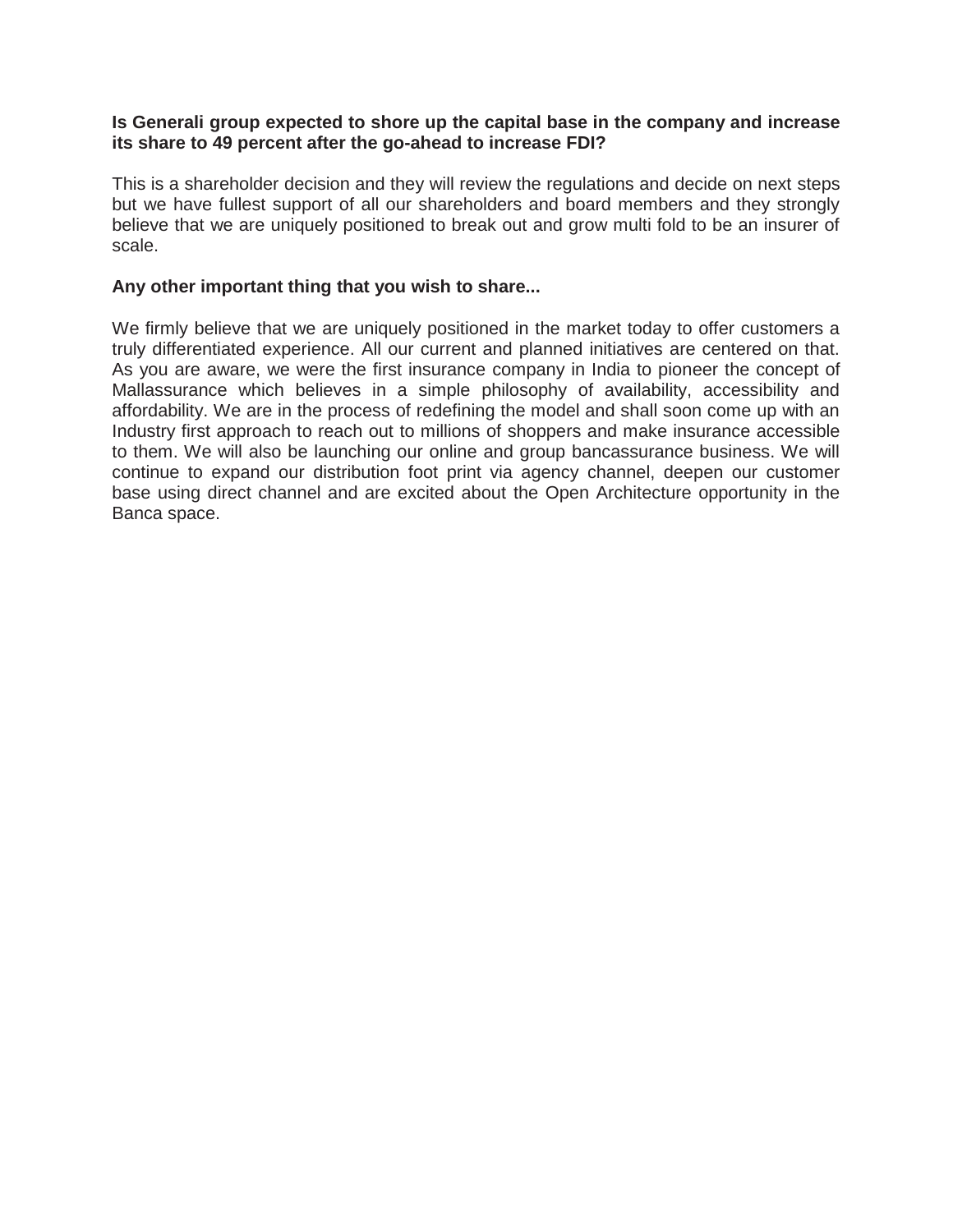**Is Generali group expected to shore up the capital base in the company and increase its share to 49 percent after the go-ahead to increase FDI?**

This is a shareholder decision and they will review the regulations and decide on next steps but we have fullest support of all our shareholders and board members and they strongly believe that we are uniquely positioned to break out and grow multi fold to be an insurer of scale.

**Any other important thing that you wish to share...**

We firmly believe that we are uniquely positioned in the market today to offer customers a truly differentiated experience. All our current and planned initiatives are centered on that. As you are aware, we were the first insurance company in India to pioneer the concept of Mallassurance which believes in a simple philosophy of availability, accessibility and affordability. We are in the process of redefining the model and shall soon come up with an Industry first approach to reach out to millions of shoppers and make insurance accessible to them. We will also be launching our online and group bancassurance business. We will continue to expand our distribution foot print via agency channel, deepen our customer base using direct channel and are excited about the Open Architecture opportunity in the Banca space.